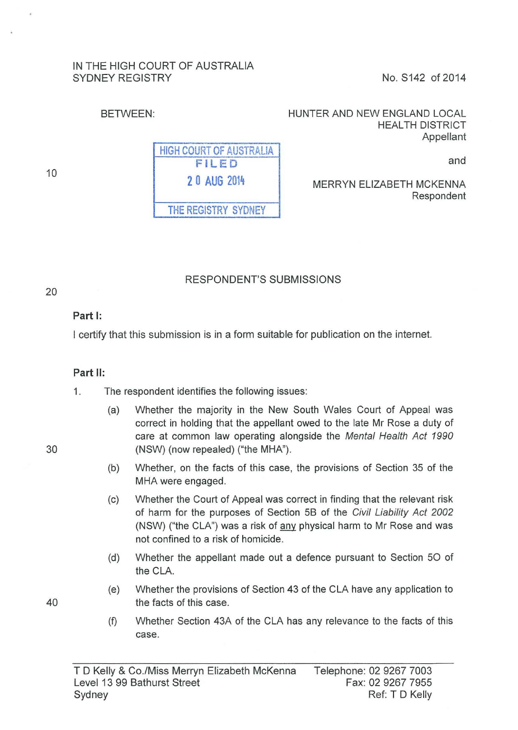IN THE HIGH COURT OF AUSTRALIA
SYDNEY REGISTRY

No. S142 of 2014

BETWEEN:

HUNTER AND NEW ENGLAND LOCAL HEALTH DISTRICT
Appellant

and

MERRYN ELIZABETH MCKENNA
Respondent

HIGH COURT OF AUSTRALIA
FILED
20 AUG 2014
THE REGISTRY SYDNEY

RESPONDENT'S SUBMISSIONS

**Part I:**

I certify that this submission is in a form suitable for publication on the internet.

**Part II:**

1. The respondent identifies the following issues:

   (a) Whether the majority in the New South Wales Court of Appeal was correct in holding that the appellant owed to the late Mr Rose a duty of care at common law operating alongside the *Mental Health Act 1990* (NSW) (now repealed) ("the MHA").

   (b) Whether, on the facts of this case, the provisions of Section 35 of the MHA were engaged.

   (c) Whether the Court of Appeal was correct in finding that the relevant risk of harm for the purposes of Section 5B of the *Civil Liability Act 2002* (NSW) ("the CLA") was a risk of <u>any</u> physical harm to Mr Rose and was not confined to a risk of homicide.

   (d) Whether the appellant made out a defence pursuant to Section 5O of the CLA.

   (e) Whether the provisions of Section 43 of the CLA have any application to the facts of this case.

   (f) Whether Section 43A of the CLA has any relevance to the facts of this case.

T D Kelly & Co./Miss Merryn Elizabeth McKenna
Level 13 99 Bathurst Street
Sydney

Telephone: 02 9267 7003
Fax: 02 9267 7955
Ref: T D Kelly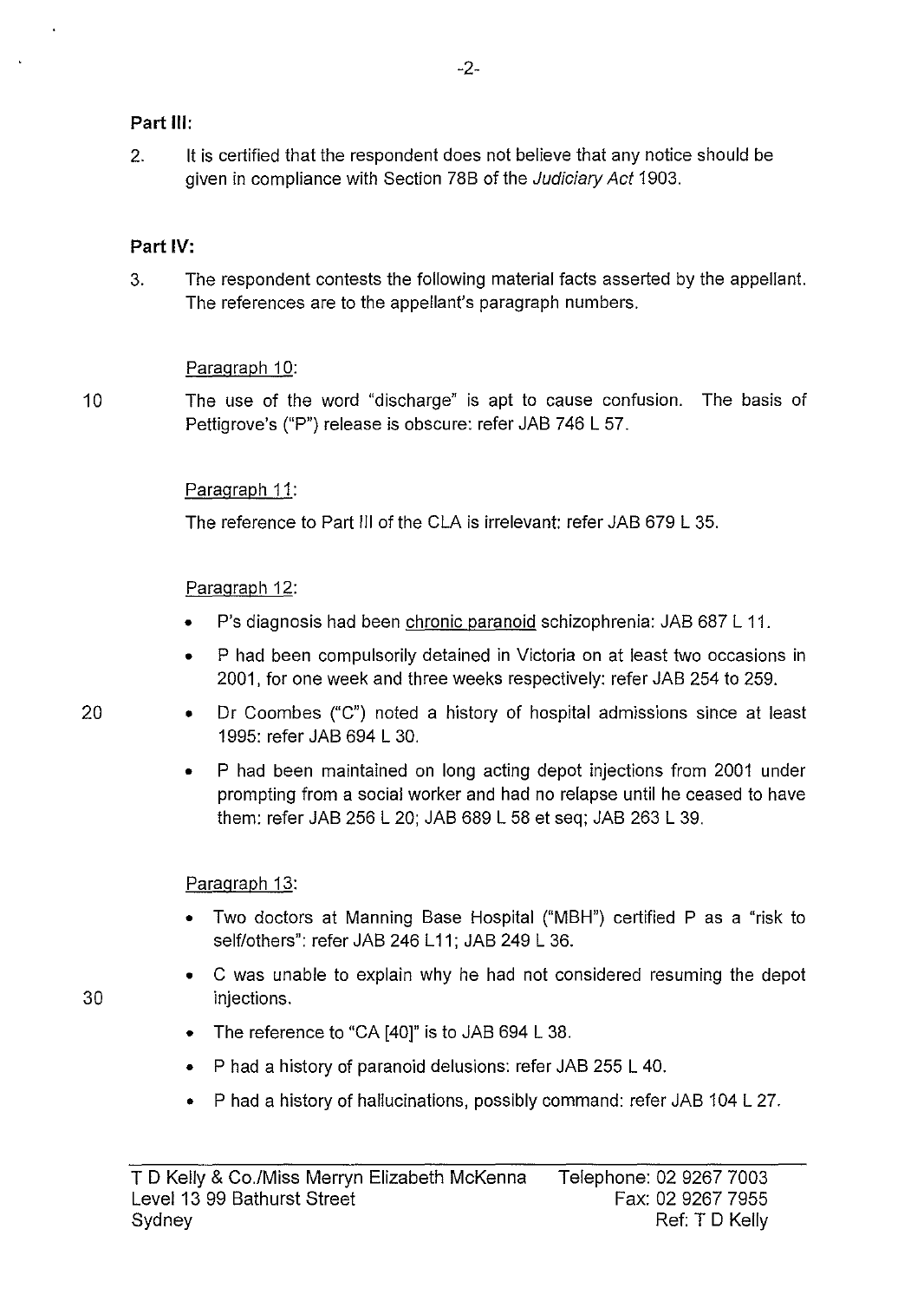**Part III:**

2. It is certified that the respondent does not believe that any notice should be given in compliance with Section 78B of the *Judiciary Act* 1903.

**Part IV:**

3. The respondent contests the following material facts asserted by the appellant. The references are to the appellant's paragraph numbers.

Paragraph 10:

The use of the word "discharge" is apt to cause confusion. The basis of Pettigrove's ("P") release is obscure: refer JAB 746 L 57.

Paragraph 11:

The reference to Part III of the CLA is irrelevant: refer JAB 679 L 35.

Paragraph 12:

- P's diagnosis had been chronic paranoid schizophrenia: JAB 687 L 11.
- P had been compulsorily detained in Victoria on at least two occasions in 2001, for one week and three weeks respectively: refer JAB 254 to 259.
- Dr Coombes ("C") noted a history of hospital admissions since at least 1995: refer JAB 694 L 30.
- P had been maintained on long acting depot injections from 2001 under prompting from a social worker and had no relapse until he ceased to have them: refer JAB 256 L 20; JAB 689 L 58 et seq; JAB 263 L 39.

Paragraph 13:

- Two doctors at Manning Base Hospital ("MBH") certified P as a "risk to self/others": refer JAB 246 L11; JAB 249 L 36.
- C was unable to explain why he had not considered resuming the depot injections.
- The reference to "CA [40]" is to JAB 694 L 38.
- P had a history of paranoid delusions: refer JAB 255 L 40.
- P had a history of hallucinations, possibly command: refer JAB 104 L 27.

T D Kelly & Co./Miss Merryn Elizabeth McKenna
Level 13 99 Bathurst Street
Sydney

Telephone: 02 9267 7003
Fax: 02 9267 7955
Ref: T D Kelly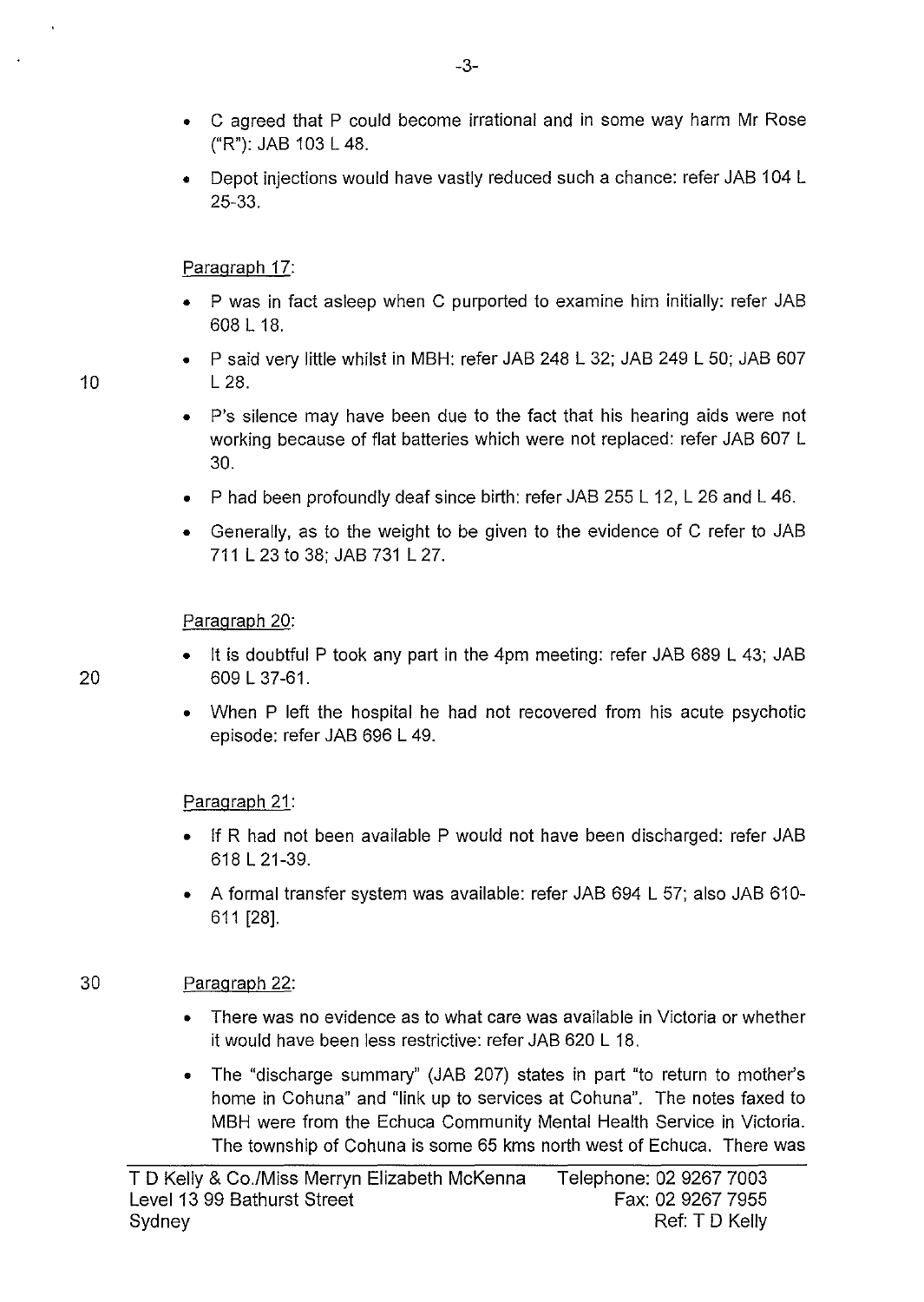- C agreed that P could become irrational and in some way harm Mr Rose ("R"): JAB 103 L 48.
- Depot injections would have vastly reduced such a chance: refer JAB 104 L 25-33.

Paragraph 17:

- P was in fact asleep when C purported to examine him initially: refer JAB 608 L 18.
- P said very little whilst in MBH: refer JAB 248 L 32; JAB 249 L 50; JAB 607 L 28.
- P's silence may have been due to the fact that his hearing aids were not working because of flat batteries which were not replaced: refer JAB 607 L 30.
- P had been profoundly deaf since birth: refer JAB 255 L 12, L 26 and L 46.
- Generally, as to the weight to be given to the evidence of C refer to JAB 711 L 23 to 38; JAB 731 L 27.

Paragraph 20:

- It is doubtful P took any part in the 4pm meeting: refer JAB 689 L 43; JAB 609 L 37-61.
- When P left the hospital he had not recovered from his acute psychotic episode: refer JAB 696 L 49.

Paragraph 21:

- If R had not been available P would not have been discharged: refer JAB 618 L 21-39.
- A formal transfer system was available: refer JAB 694 L 57; also JAB 610-611 [28].

Paragraph 22:

- There was no evidence as to what care was available in Victoria or whether it would have been less restrictive: refer JAB 620 L 18.
- The "discharge summary" (JAB 207) states in part "to return to mother's home in Cohuna" and "link up to services at Cohuna". The notes faxed to MBH were from the Echuca Community Mental Health Service in Victoria. The township of Cohuna is some 65 kms north west of Echuca. There was

T D Kelly & Co./Miss Merryn Elizabeth McKenna
Level 13 99 Bathurst Street
Sydney

Telephone: 02 9267 7003
Fax: 02 9267 7955
Ref: T D Kelly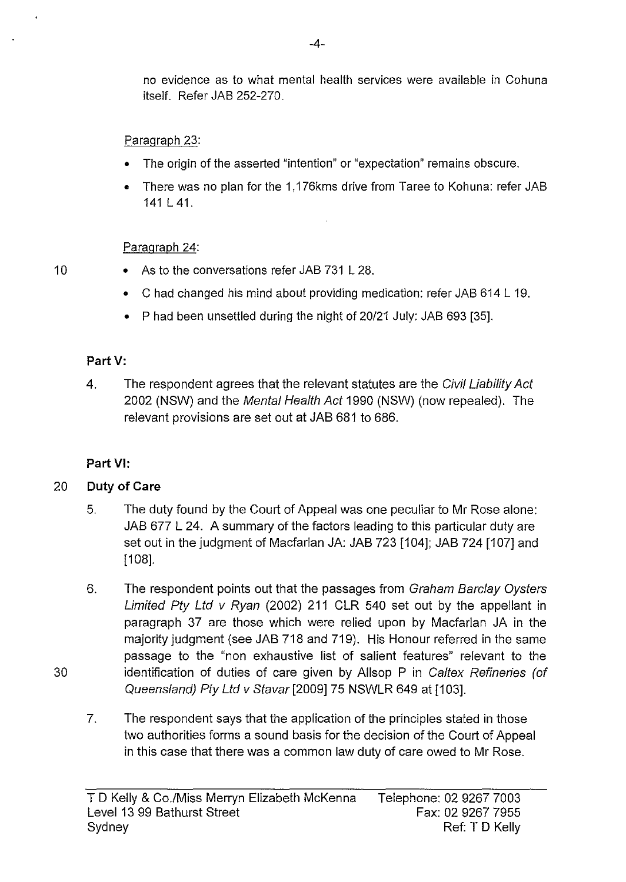no evidence as to what mental health services were available in Cohuna itself. Refer JAB 252-270.

Paragraph 23:

- The origin of the asserted "intention" or "expectation" remains obscure.
- There was no plan for the 1,176kms drive from Taree to Kohuna: refer JAB 141 L 41.

Paragraph 24:

- As to the conversations refer JAB 731 L 28.
- C had changed his mind about providing medication: refer JAB 614 L 19.
- P had been unsettled during the night of 20/21 July: JAB 693 [35].

**Part V:**

4. The respondent agrees that the relevant statutes are the *Civil Liability Act* 2002 (NSW) and the *Mental Health Act* 1990 (NSW) (now repealed). The relevant provisions are set out at JAB 681 to 686.

**Part VI:**

**Duty of Care**

5. The duty found by the Court of Appeal was one peculiar to Mr Rose alone: JAB 677 L 24. A summary of the factors leading to this particular duty are set out in the judgment of Macfarlan JA: JAB 723 [104]; JAB 724 [107] and [108].

6. The respondent points out that the passages from *Graham Barclay Oysters Limited Pty Ltd v Ryan* (2002) 211 CLR 540 set out by the appellant in paragraph 37 are those which were relied upon by Macfarlan JA in the majority judgment (see JAB 718 and 719). His Honour referred in the same passage to the "non exhaustive list of salient features" relevant to the identification of duties of care given by Allsop P in *Caltex Refineries (of Queensland) Pty Ltd v Stavar* [2009] 75 NSWLR 649 at [103].

7. The respondent says that the application of the principles stated in those two authorities forms a sound basis for the decision of the Court of Appeal in this case that there was a common law duty of care owed to Mr Rose.

T D Kelly & Co./Miss Merryn Elizabeth McKenna
Level 13 99 Bathurst Street
Sydney

Telephone: 02 9267 7003
Fax: 02 9267 7955
Ref: T D Kelly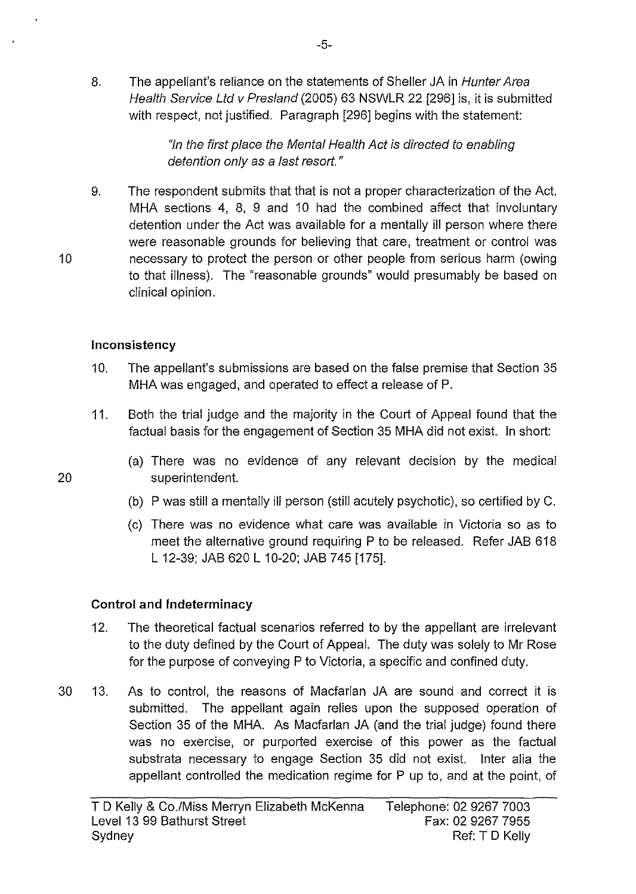8. The appellant's reliance on the statements of Sheller JA in *Hunter Area Health Service Ltd v Presland* (2005) 63 NSWLR 22 [296] is, it is submitted with respect, not justified. Paragraph [296] begins with the statement:

   > *"In the first place the Mental Health Act is directed to enabling detention only as a last resort."*

9. The respondent submits that that is not a proper characterization of the Act. MHA sections 4, 8, 9 and 10 had the combined affect that involuntary detention under the Act was available for a mentally ill person where there were reasonable grounds for believing that care, treatment or control was necessary to protect the person or other people from serious harm (owing to that illness). The "reasonable grounds" would presumably be based on clinical opinion.

### Inconsistency

10. The appellant's submissions are based on the false premise that Section 35 MHA was engaged, and operated to effect a release of P.

11. Both the trial judge and the majority in the Court of Appeal found that the factual basis for the engagement of Section 35 MHA did not exist. In short:

    (a) There was no evidence of any relevant decision by the medical superintendent.

    (b) P was still a mentally ill person (still acutely psychotic), so certified by C.

    (c) There was no evidence what care was available in Victoria so as to meet the alternative ground requiring P to be released. Refer JAB 618 L 12-39; JAB 620 L 10-20; JAB 745 [175].

### Control and Indeterminacy

12. The theoretical factual scenarios referred to by the appellant are irrelevant to the duty defined by the Court of Appeal. The duty was solely to Mr Rose for the purpose of conveying P to Victoria, a specific and confined duty.

13. As to control, the reasons of Macfarlan JA are sound and correct it is submitted. The appellant again relies upon the supposed operation of Section 35 of the MHA. As Macfarlan JA (and the trial judge) found there was no exercise, or purported exercise of this power as the factual substrata necessary to engage Section 35 did not exist. Inter alia the appellant controlled the medication regime for P up to, and at the point, of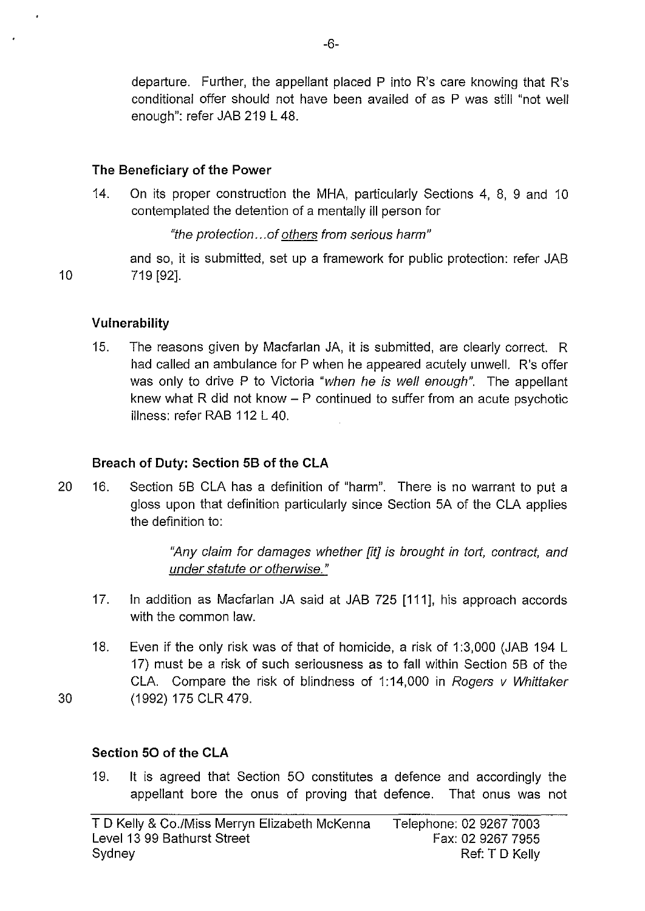departure. Further, the appellant placed P into R's care knowing that R's conditional offer should not have been availed of as P was still "not well enough": refer JAB 219 L 48.

### The Beneficiary of the Power

14. On its proper construction the MHA, particularly Sections 4, 8, 9 and 10 contemplated the detention of a mentally ill person for

    *"the protection…of <u>others</u> from serious harm"*

    and so, it is submitted, set up a framework for public protection: refer JAB 719 [92].

### Vulnerability

15. The reasons given by Macfarlan JA, it is submitted, are clearly correct. R had called an ambulance for P when he appeared acutely unwell. R's offer was only to drive P to Victoria *"when he is well enough"*. The appellant knew what R did not know – P continued to suffer from an acute psychotic illness: refer RAB 112 L 40.

### Breach of Duty: Section 5B of the CLA

16. Section 5B CLA has a definition of "harm". There is no warrant to put a gloss upon that definition particularly since Section 5A of the CLA applies the definition to:

    > *"Any claim for damages whether [it] is brought in tort, contract, and <u>under statute or otherwise</u>."*

17. In addition as Macfarlan JA said at JAB 725 [111], his approach accords with the common law.

18. Even if the only risk was of that of homicide, a risk of 1:3,000 (JAB 194 L 17) must be a risk of such seriousness as to fall within Section 5B of the CLA. Compare the risk of blindness of 1:14,000 in *Rogers v Whittaker* (1992) 175 CLR 479.

### Section 5O of the CLA

19. It is agreed that Section 5O constitutes a defence and accordingly the appellant bore the onus of proving that defence. That onus was not

T D Kelly & Co./Miss Merryn Elizabeth McKenna
Level 13 99 Bathurst Street
Sydney

Telephone: 02 9267 7003
Fax: 02 9267 7955
Ref: T D Kelly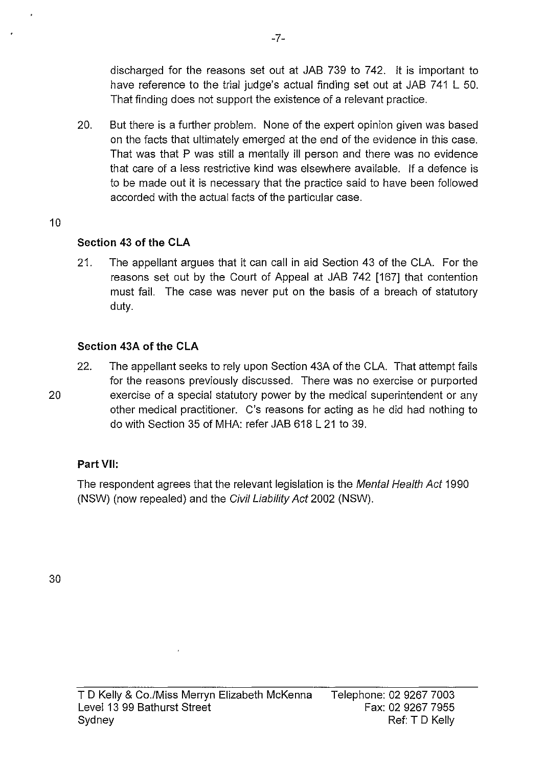discharged for the reasons set out at JAB 739 to 742. It is important to have reference to the trial judge's actual finding set out at JAB 741 L 50. That finding does not support the existence of a relevant practice.

20. But there is a further problem. None of the expert opinion given was based on the facts that ultimately emerged at the end of the evidence in this case. That was that P was still a mentally ill person and there was no evidence that care of a less restrictive kind was elsewhere available. If a defence is to be made out it is necessary that the practice said to have been followed accorded with the actual facts of the particular case.

**Section 43 of the CLA**

21. The appellant argues that it can call in aid Section 43 of the CLA. For the reasons set out by the Court of Appeal at JAB 742 [167] that contention must fail. The case was never put on the basis of a breach of statutory duty.

**Section 43A of the CLA**

22. The appellant seeks to rely upon Section 43A of the CLA. That attempt fails for the reasons previously discussed. There was no exercise or purported exercise of a special statutory power by the medical superintendent or any other medical practitioner. C's reasons for acting as he did had nothing to do with Section 35 of MHA: refer JAB 618 L 21 to 39.

**Part VII:**

The respondent agrees that the relevant legislation is the *Mental Health Act* 1990 (NSW) (now repealed) and the *Civil Liability Act* 2002 (NSW).

T D Kelly & Co./Miss Merryn Elizabeth McKenna
Level 13 99 Bathurst Street
Sydney

Telephone: 02 9267 7003
Fax: 02 9267 7955
Ref: T D Kelly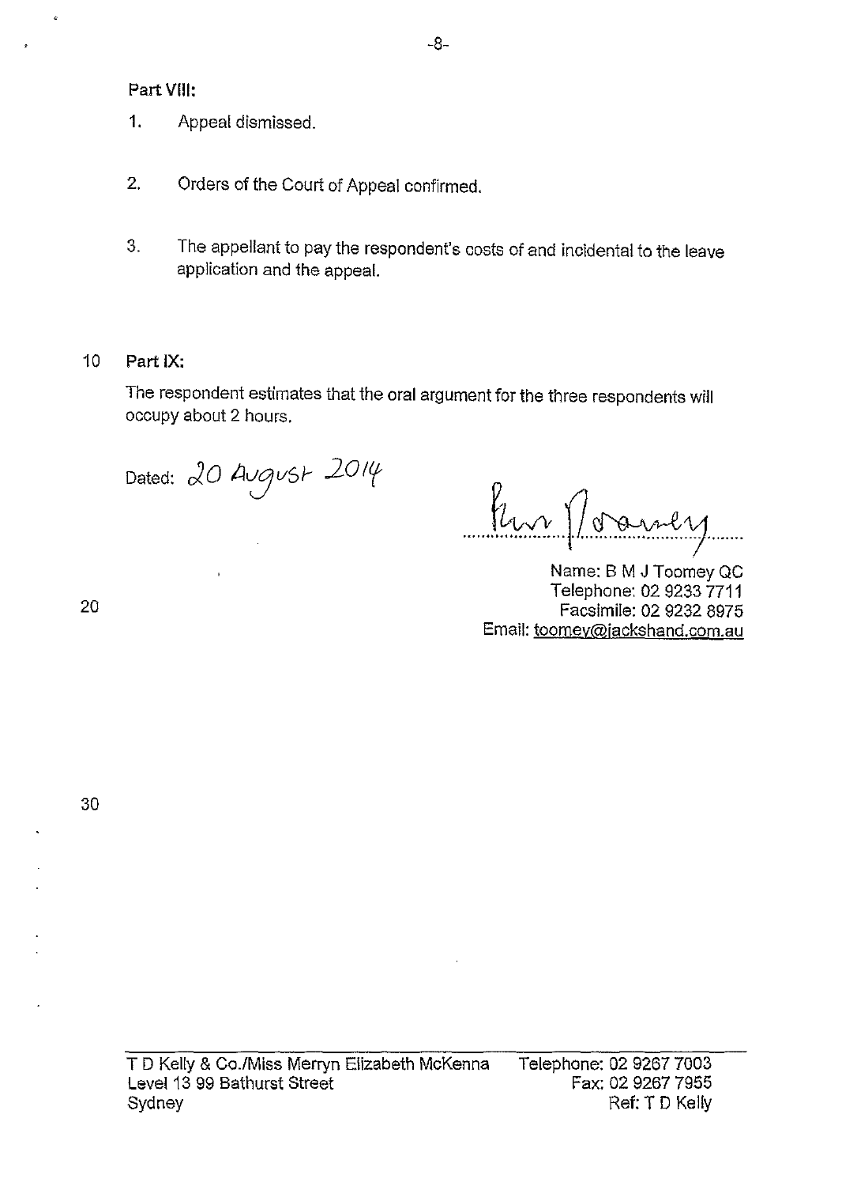**Part VIII:**

1. Appeal dismissed.

2. Orders of the Court of Appeal confirmed.

3. The appellant to pay the respondent's costs of and incidental to the leave application and the appeal.

**Part IX:**

The respondent estimates that the oral argument for the three respondents will occupy about 2 hours.

Dated: 20 August 2014

Name: B M J Toomey QC
Telephone: 02 9233 7711
Facsimile: 02 9232 8975
Email: toomey@jackshand.com.au

---

T D Kelly & Co./Miss Merryn Elizabeth McKenna
Level 13 99 Bathurst Street
Sydney

Telephone: 02 9267 7003
Fax: 02 9267 7955
Ref: T D Kelly